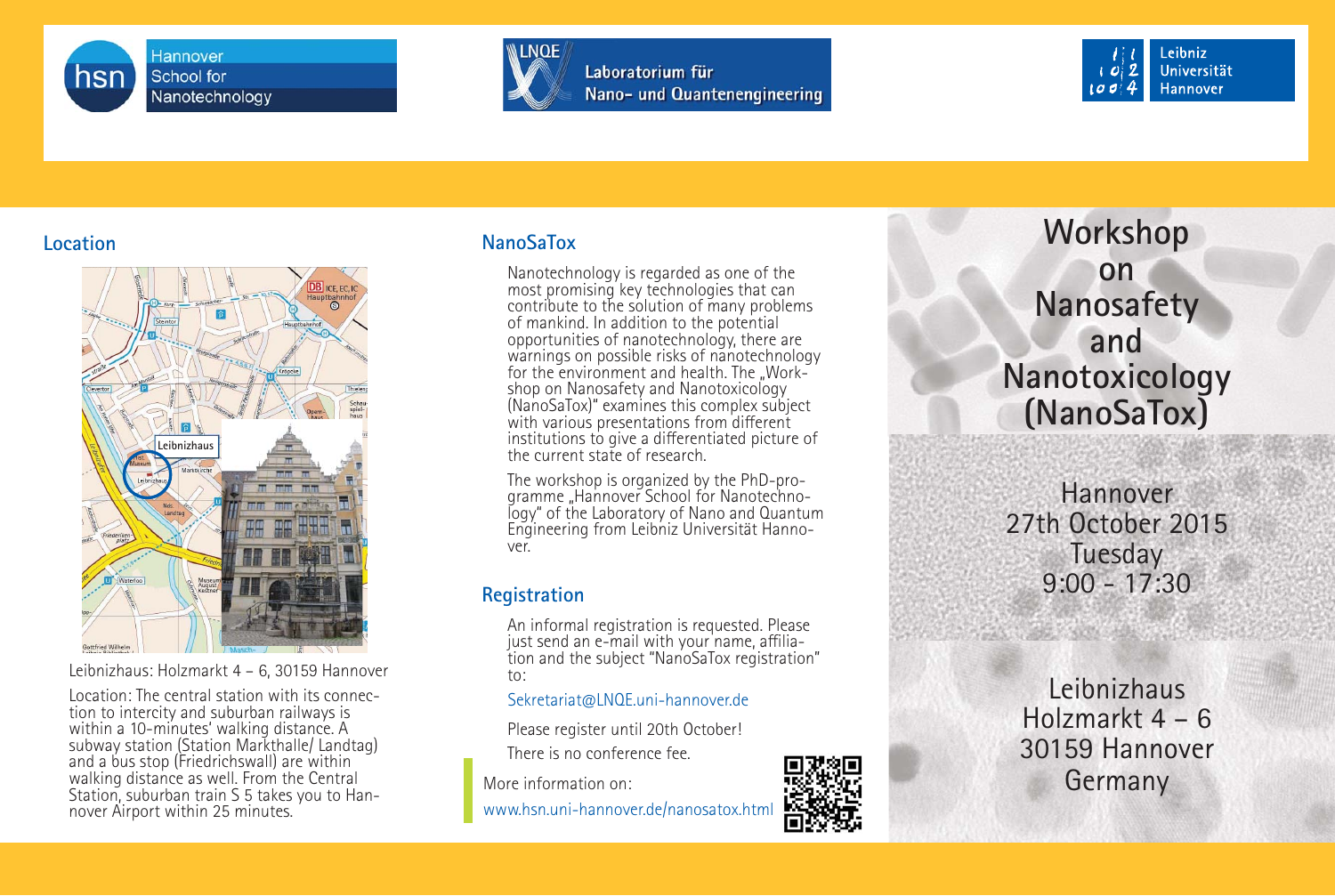Hannover School for Nanotechnology

LNQE Laboratorium für Nano- und Quantenengineering

Leibniz Universität Hannover

## Location

Leibnizhaus: Holzmarkt 4 – 6, 30159 Hannover

Location: The central station with its connection to intercity and suburban railways is within a 10-minutes' walking distance. A subway station (Station Markthalle/ Landtag) and a bus stop (Friedrichswall) are within walking distance as well. From the Central Station, suburban train S 5 takes you to Hannover Airport within 25 minutes.

## NanoSaTox

Nanotechnology is regarded as one of the most promising key technologies that can contribute to the solution of many problems of mankind. In addition to the potential opportunities of nanotechnology, there are warnings on possible risks of nanotechnology for the environment and health. The „Workshop on Nanosafety and Nanotoxicology (NanoSaTox)" examines this complex subject with various presentations from different institutions to give a differentiated picture of the current state of research.

The workshop is organized by the PhD-programme „Hannover School for Nanotechnology" of the Laboratory of Nano and Quantum Engineering from Leibniz Universität Hannover.

## Registration

An informal registration is requested. Please just send an e-mail with your name, affiliation and the subject "NanoSaTox registration" to:

Sekretariat@LNQE.uni-hannover.de

Please register until 20th October!

There is no conference fee.

More information on:

www.hsn.uni-hannover.de/nanosatox.html

# Workshop on Nanosafety and Nanotoxicology (NanoSaTox)

Hannover
27th October 2015
Tuesday
9:00 - 17:30

Leibnizhaus
Holzmarkt 4 – 6
30159 Hannover
Germany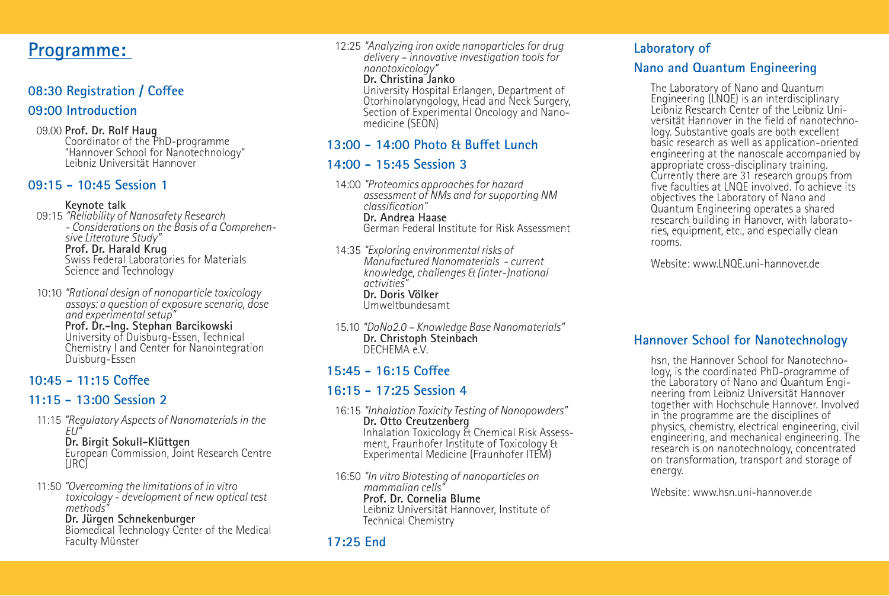# Programme:

## 08:30 Registration / Coffee

## 09:00 Introduction

09.00 **Prof. Dr. Rolf Haug**
Coordinator of the PhD-programme "Hannover School for Nanotechnology"
Leibniz Universität Hannover

## 09:15 – 10:45 Session 1

**Keynote talk**

09:15 *"Reliability of Nanosafety Research - Considerations on the Basis of a Comprehensive Literature Study"*
**Prof. Dr. Harald Krug**
Swiss Federal Laboratories for Materials Science and Technology

10:10 *"Rational design of nanoparticle toxicology assays: a question of exposure scenario, dose and experimental setup"*
**Prof. Dr.-Ing. Stephan Barcikowski**
University of Duisburg-Essen, Technical Chemistry I and Center for Nanointegration Duisburg-Essen

## 10:45 – 11:15 Coffee

## 11:15 – 13:00 Session 2

11:15 *"Regulatory Aspects of Nanomaterials in the EU"*
**Dr. Birgit Sokull-Klüttgen**
European Commission, Joint Research Centre (JRC)

11:50 *"Overcoming the limitations of in vitro toxicology - development of new optical test methods"*
**Dr. Jürgen Schnekenburger**
Biomedical Technology Center of the Medical Faculty Münster

12:25 *"Analyzing iron oxide nanoparticles for drug delivery – innovative investigation tools for nanotoxicology"*
**Dr. Christina Janko**
University Hospital Erlangen, Department of Otorhinolaryngology, Head and Neck Surgery, Section of Experimental Oncology and Nanomedicine (SEON)

## 13:00 – 14:00 Photo & Buffet Lunch

## 14:00 – 15:45 Session 3

14:00 *"Proteomics approaches for hazard assessment of NMs and for supporting NM classification"*
**Dr. Andrea Haase**
German Federal Institute for Risk Assessment

14:35 *"Exploring environmental risks of Manufactured Nanomaterials - current knowledge, challenges & (inter-)national activities"*
**Dr. Doris Völker**
Umweltbundesamt

15.10 *"DaNa2.0 – Knowledge Base Nanomaterials"*
**Dr. Christoph Steinbach**
DECHEMA e.V.

## 15:45 – 16:15 Coffee

## 16:15 – 17:25 Session 4

16:15 *"Inhalation Toxicity Testing of Nanopowders"*
**Dr. Otto Creutzenberg**
Inhalation Toxicology & Chemical Risk Assessment, Fraunhofer Institute of Toxicology & Experimental Medicine (Fraunhofer ITEM)

16:50 *"In vitro Biotesting of nanoparticles on mammalian cells"*
**Prof. Dr. Cornelia Blume**
Leibniz Universität Hannover, Institute of Technical Chemistry

## 17:25 End

## Laboratory of Nano and Quantum Engineering

The Laboratory of Nano and Quantum Engineering (LNQE) is an interdisciplinary Leibniz Research Center of the Leibniz Universität Hannover in the field of nanotechnology. Substantive goals are both excellent basic research as well as application-oriented engineering at the nanoscale accompanied by appropriate cross-disciplinary training. Currently there are 31 research groups from five faculties at LNQE involved. To achieve its objectives the Laboratory of Nano and Quantum Engineering operates a shared research building in Hanover, with laboratories, equipment, etc., and especially clean rooms.

Website: www.LNQE.uni-hannover.de

## Hannover School for Nanotechnology

hsn, the Hannover School for Nanotechnology, is the coordinated PhD-programme of the Laboratory of Nano and Quantum Engineering from Leibniz Universität Hannover together with Hochschule Hannover. Involved in the programme are the disciplines of physics, chemistry, electrical engineering, civil engineering, and mechanical engineering. The research is on nanotechnology, concentrated on transformation, transport and storage of energy.

Website: www.hsn.uni-hannover.de